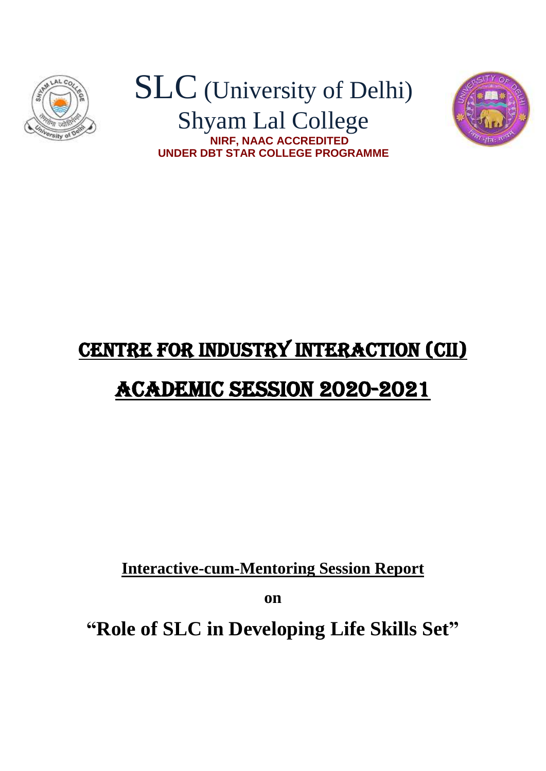# SLC (University of Delhi)

## Shyam Lal College

**NIRF, NAAC ACCREDITED**

**UNDER DBT STAR COLLEGE PROGRAMME**

# CENTRE FOR INDUSTRY INTERACTION (CII)

# ACADEMIC SESSION 2020-2021

**Interactive-cum-Mentoring Session Report**

**on**

## "Role of SLC in Developing Life Skills Set"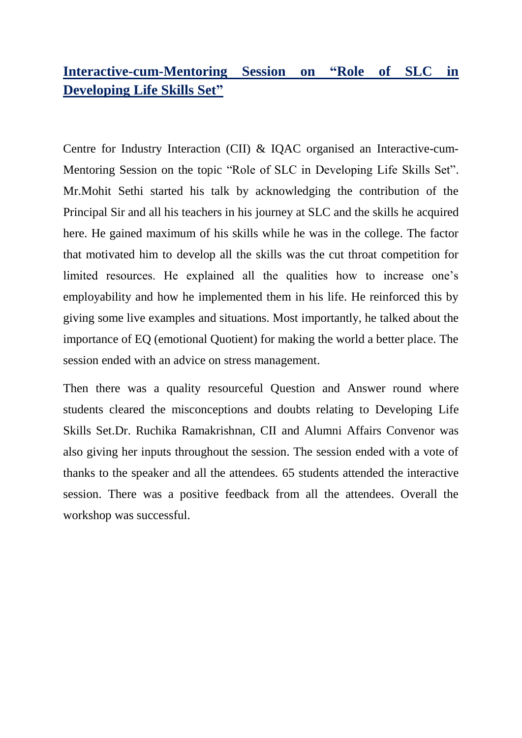## **Interactive-cum-Mentoring Session on "Role of SLC in Developing Life Skills Set"**

Centre for Industry Interaction (CII) & IQAC organised an Interactive-cum-Mentoring Session on the topic "Role of SLC in Developing Life Skills Set". Mr.Mohit Sethi started his talk by acknowledging the contribution of the Principal Sir and all his teachers in his journey at SLC and the skills he acquired here. He gained maximum of his skills while he was in the college. The factor that motivated him to develop all the skills was the cut throat competition for limited resources. He explained all the qualities how to increase one's employability and how he implemented them in his life. He reinforced this by giving some live examples and situations. Most importantly, he talked about the importance of EQ (emotional Quotient) for making the world a better place. The session ended with an advice on stress management.

Then there was a quality resourceful Question and Answer round where students cleared the misconceptions and doubts relating to Developing Life Skills Set.Dr. Ruchika Ramakrishnan, CII and Alumni Affairs Convenor was also giving her inputs throughout the session. The session ended with a vote of thanks to the speaker and all the attendees. 65 students attended the interactive session. There was a positive feedback from all the attendees. Overall the workshop was successful.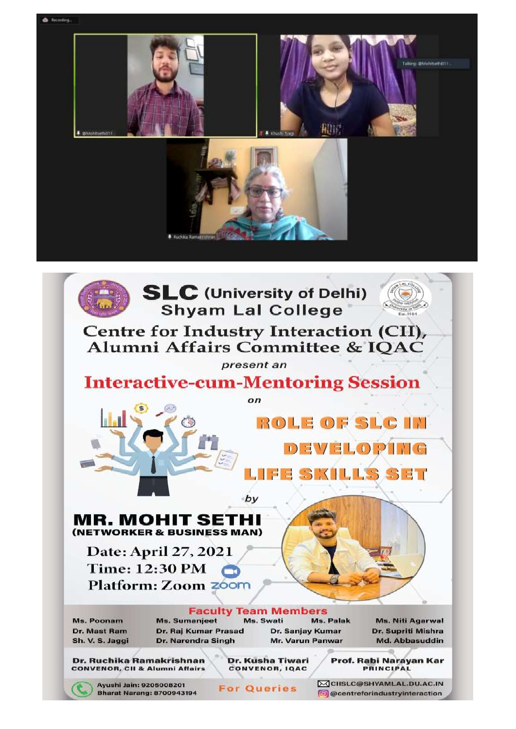SLC (University of Delhi)
Shyam Lal College

Centre for Industry Interaction (CII), Alumni Affairs Committee & IQAC

*present an*

**Interactive-cum-Mentoring Session**

*on*

**ROLE OF SLC IN DEVELOPING LIFE SKILLS SET**

*by*

**MR. MOHIT SETHI**
**(NETWORKER & BUSINESS MAN)**

Date: April 27, 2021
Time: 12:30 PM
Platform: Zoom

**Faculty Team Members**

| | | | | |
|---|---|---|---|---|
| Ms. Poonam | Ms. Sumanjeet | Ms. Swati | Ms. Palak | Ms. Niti Agarwal |
| Dr. Mast Ram | Dr. Raj Kumar Prasad | Dr. Sanjay Kumar | | Dr. Supriti Mishra |
| Sh. V. S. Jaggi | Dr. Narendra Singh | Mr. Varun Panwar | | Md. Abbasuddin |

**Dr. Ruchika Ramakrishnan**
CONVENOR, CII & Alumni Affairs

**Dr. Kusha Tiwari**
CONVENOR, IQAC

**Prof. Rabi Narayan Kar**
PRINCIPAL

Ayushi Jain: 9205008201
Bharat Narang: 8700943194

For Queries

CIISLC@SHYAMLAL.DU.AC.IN
@centreforindustryinteraction